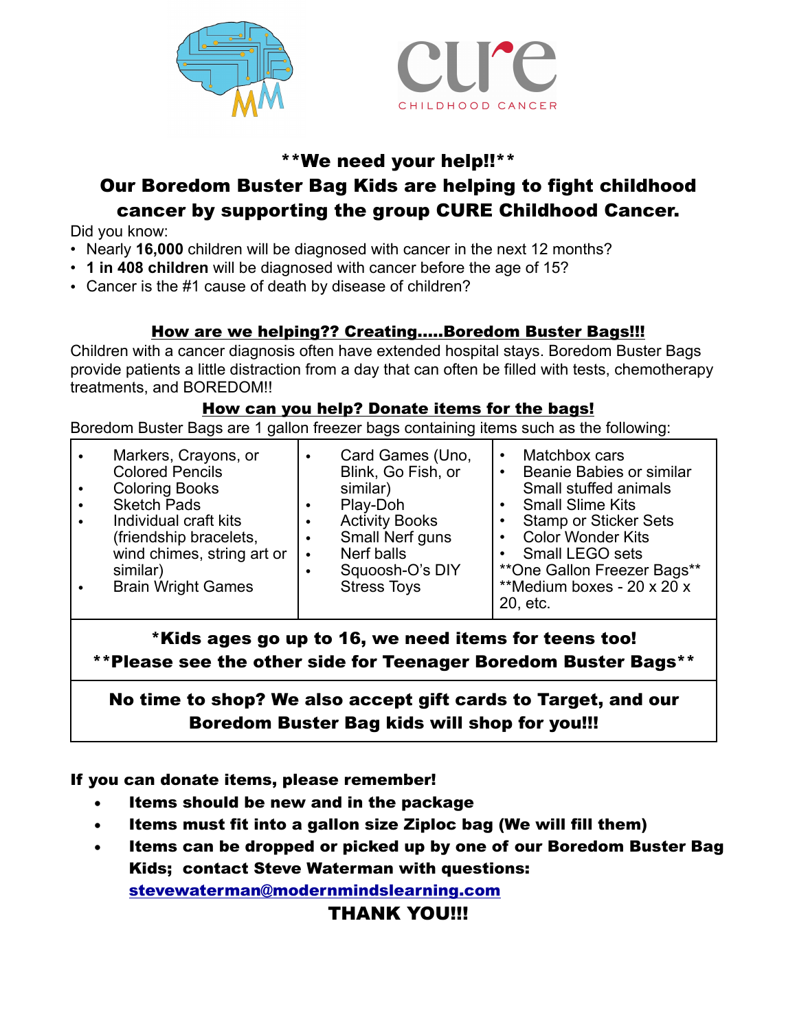cure

CHILDHOOD CANCER

## **We need your help!!**

## Our Boredom Buster Bag Kids are helping to fight childhood cancer by supporting the group CURE Childhood Cancer.

Did you know:

- Nearly **16,000** children will be diagnosed with cancer in the next 12 months?
- **1 in 408 children** will be diagnosed with cancer before the age of 15?
- Cancer is the #1 cause of death by disease of children?

### How are we helping?? Creating.....Boredom Buster Bags!!!

Children with a cancer diagnosis often have extended hospital stays. Boredom Buster Bags provide patients a little distraction from a day that can often be filled with tests, chemotherapy treatments, and BOREDOM!!

### How can you help? Donate items for the bags!

Boredom Buster Bags are 1 gallon freezer bags containing items such as the following:

| | | |
|---|---|---|
| • Markers, Crayons, or Colored Pencils<br>• Coloring Books<br>• Sketch Pads<br>• Individual craft kits (friendship bracelets, wind chimes, string art or similar)<br>• Brain Wright Games | • Card Games (Uno, Blink, Go Fish, or similar)<br>• Play-Doh<br>• Activity Books<br>• Small Nerf guns<br>• Nerf balls<br>• Squoosh-O's DIY Stress Toys | • Matchbox cars<br>• Beanie Babies or similar Small stuffed animals<br>• Small Slime Kits<br>• Stamp or Sticker Sets<br>• Color Wonder Kits<br>• Small LEGO sets<br>**One Gallon Freezer Bags**<br>**Medium boxes - 20 x 20 x 20, etc. |

**\*Kids ages go up to 16, we need items for teens too!**
**\*\*Please see the other side for Teenager Boredom Buster Bags\*\***

**No time to shop? We also accept gift cards to Target, and our Boredom Buster Bag kids will shop for you!!!**

**If you can donate items, please remember!**

- **Items should be new and in the package**
- **Items must fit into a gallon size Ziploc bag (We will fill them)**
- **Items can be dropped or picked up by one of our Boredom Buster Bag Kids; contact Steve Waterman with questions:** **stevewaterman@modernmindslearning.com**

**THANK YOU!!!**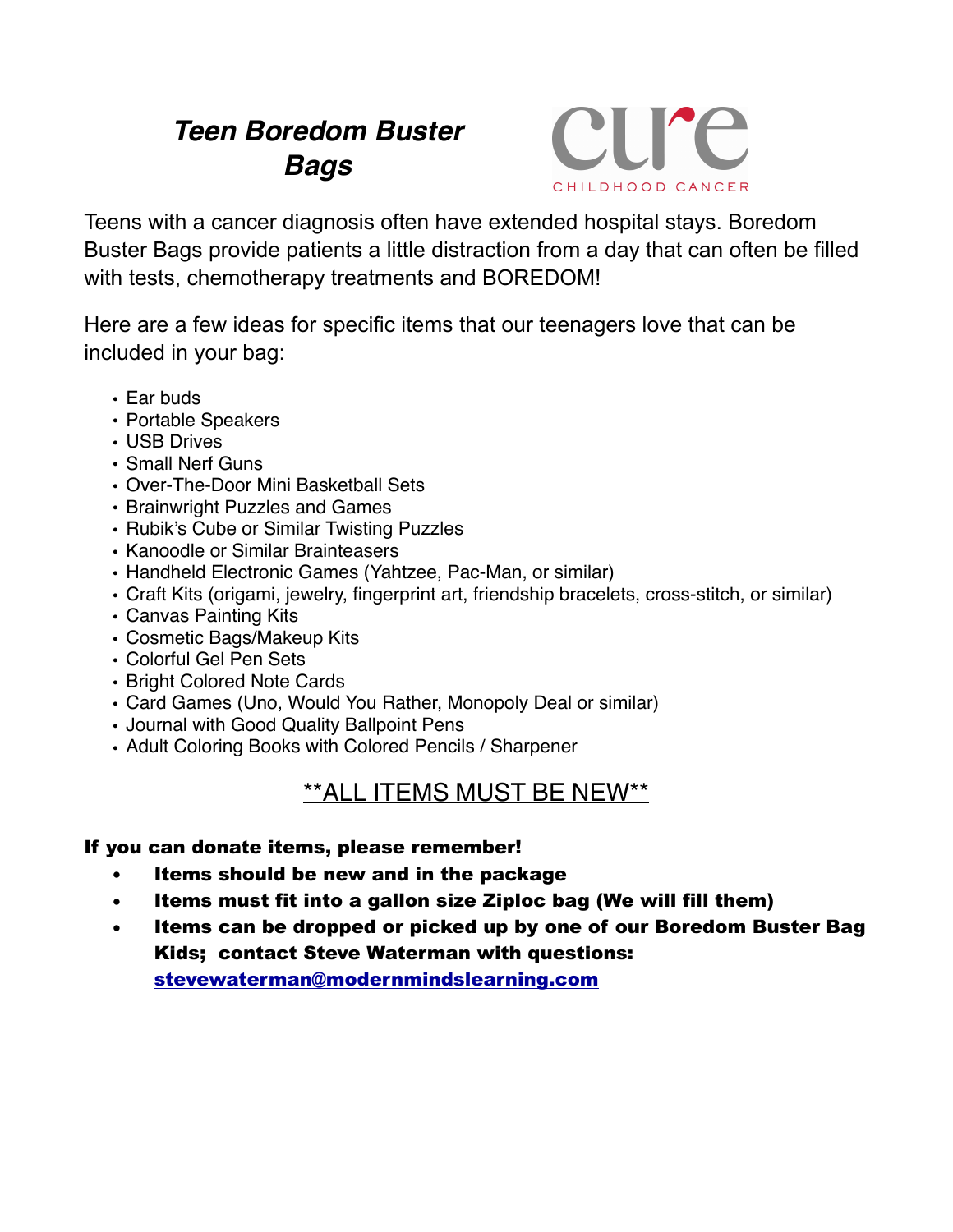# *Teen Boredom Buster Bags*

cure
CHILDHOOD CANCER

Teens with a cancer diagnosis often have extended hospital stays. Boredom Buster Bags provide patients a little distraction from a day that can often be filled with tests, chemotherapy treatments and BOREDOM!

Here are a few ideas for specific items that our teenagers love that can be included in your bag:

- Ear buds
- Portable Speakers
- USB Drives
- Small Nerf Guns
- Over-The-Door Mini Basketball Sets
- Brainwright Puzzles and Games
- Rubik's Cube or Similar Twisting Puzzles
- Kanoodle or Similar Brainteasers
- Handheld Electronic Games (Yahtzee, Pac-Man, or similar)
- Craft Kits (origami, jewelry, fingerprint art, friendship bracelets, cross-stitch, or similar)
- Canvas Painting Kits
- Cosmetic Bags/Makeup Kits
- Colorful Gel Pen Sets
- Bright Colored Note Cards
- Card Games (Uno, Would You Rather, Monopoly Deal or similar)
- Journal with Good Quality Ballpoint Pens
- Adult Coloring Books with Colored Pencils / Sharpener

**ALL ITEMS MUST BE NEW**

**If you can donate items, please remember!**

- **Items should be new and in the package**
- **Items must fit into a gallon size Ziploc bag (We will fill them)**
- **Items can be dropped or picked up by one of our Boredom Buster Bag Kids; contact Steve Waterman with questions: stevewaterman@modernmindslearning.com**